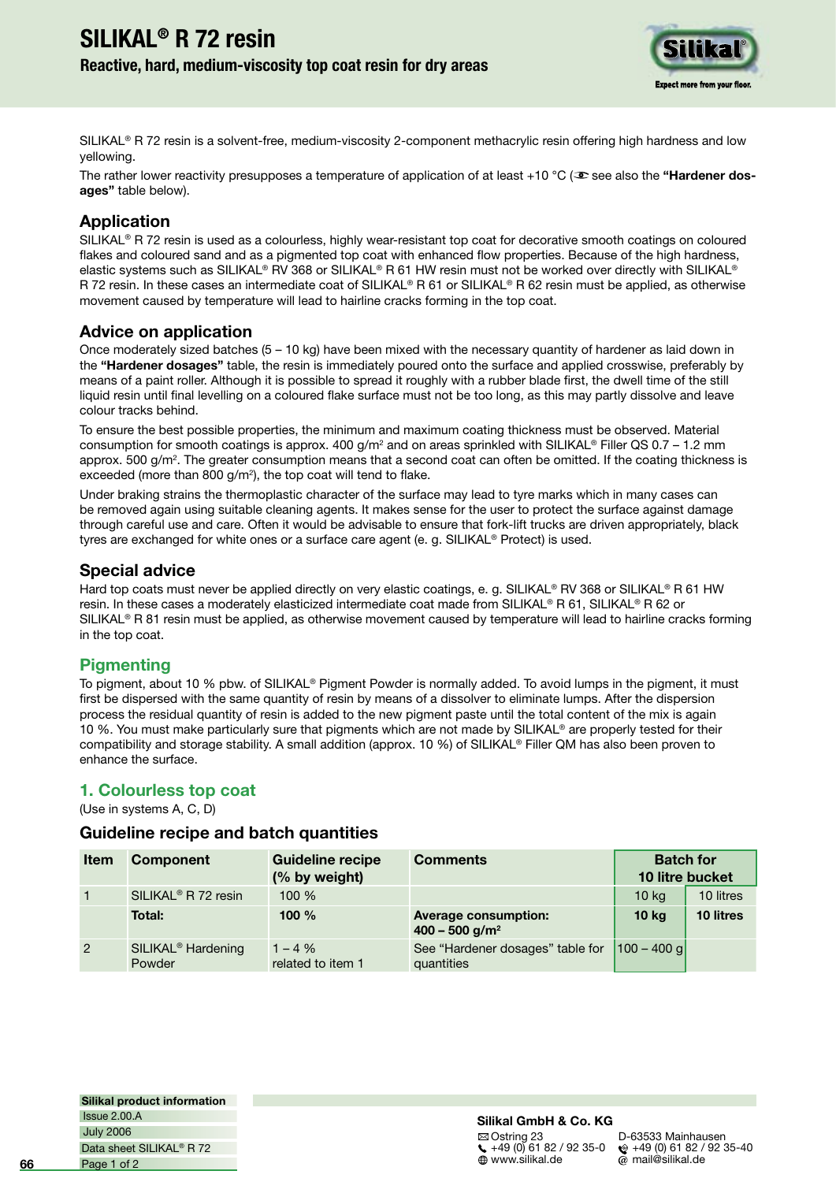# SILIKAL® R 72 resin

**Reactive, hard, medium-viscosity top coat resin for dry areas**

SILIKAL® R 72 resin is a solvent-free, medium-viscosity 2-component methacrylic resin offering high hardness and low yellowing.

The rather lower reactivity presupposes a temperature of application of at least +10 °C (see also the **"Hardener dosages"** table below).

## Application

SILIKAL® R 72 resin is used as a colourless, highly wear-resistant top coat for decorative smooth coatings on coloured flakes and coloured sand and as a pigmented top coat with enhanced flow properties. Because of the high hardness, elastic systems such as SILIKAL® RV 368 or SILIKAL® R 61 HW resin must not be worked over directly with SILIKAL® R 72 resin. In these cases an intermediate coat of SILIKAL® R 61 or SILIKAL® R 62 resin must be applied, as otherwise movement caused by temperature will lead to hairline cracks forming in the top coat.

## Advice on application

Once moderately sized batches (5 – 10 kg) have been mixed with the necessary quantity of hardener as laid down in the **"Hardener dosages"** table, the resin is immediately poured onto the surface and applied crosswise, preferably by means of a paint roller. Although it is possible to spread it roughly with a rubber blade first, the dwell time of the still liquid resin until final levelling on a coloured flake surface must not be too long, as this may partly dissolve and leave colour tracks behind.

To ensure the best possible properties, the minimum and maximum coating thickness must be observed. Material consumption for smooth coatings is approx. 400 g/m² and on areas sprinkled with SILIKAL® Filler QS 0.7 – 1.2 mm approx. 500 g/m². The greater consumption means that a second coat can often be omitted. If the coating thickness is exceeded (more than 800 g/m²), the top coat will tend to flake.

Under braking strains the thermoplastic character of the surface may lead to tyre marks which in many cases can be removed again using suitable cleaning agents. It makes sense for the user to protect the surface against damage through careful use and care. Often it would be advisable to ensure that fork-lift trucks are driven appropriately, black tyres are exchanged for white ones or a surface care agent (e. g. SILIKAL® Protect) is used.

## Special advice

Hard top coats must never be applied directly on very elastic coatings, e. g. SILIKAL® RV 368 or SILIKAL® R 61 HW resin. In these cases a moderately elasticized intermediate coat made from SILIKAL® R 61, SILIKAL® R 62 or SILIKAL® R 81 resin must be applied, as otherwise movement caused by temperature will lead to hairline cracks forming in the top coat.

## Pigmenting

To pigment, about 10 % pbw. of SILIKAL® Pigment Powder is normally added. To avoid lumps in the pigment, it must first be dispersed with the same quantity of resin by means of a dissolver to eliminate lumps. After the dispersion process the residual quantity of resin is added to the new pigment paste until the total content of the mix is again 10 %. You must make particularly sure that pigments which are not made by SILIKAL® are properly tested for their compatibility and storage stability. A small addition (approx. 10 %) of SILIKAL® Filler QM has also been proven to enhance the surface.

## 1. Colourless top coat

(Use in systems A, C, D)

### Guideline recipe and batch quantities

| Item | Component | Guideline recipe (% by weight) | Comments | Batch for 10 litre bucket | |
|---|---|---|---|---|---|
| 1 | SILIKAL® R 72 resin | 100 % | | 10 kg | 10 litres |
| | **Total:** | **100 %** | **Average consumption: 400 – 500 g/m²** | **10 kg** | **10 litres** |
| 2 | SILIKAL® Hardening Powder | 1 – 4 % related to item 1 | See "Hardener dosages" table for quantities | 100 – 400 g | |

**Silikal product information**
Issue 2.00.A
July 2006
Data sheet SILIKAL® R 72

**Silikal GmbH & Co. KG**
Ostring 23, D-63533 Mainhausen
+49 (0) 61 82 / 92 35-0
+49 (0) 61 82 / 92 35-40
www.silikal.de
mail@silikal.de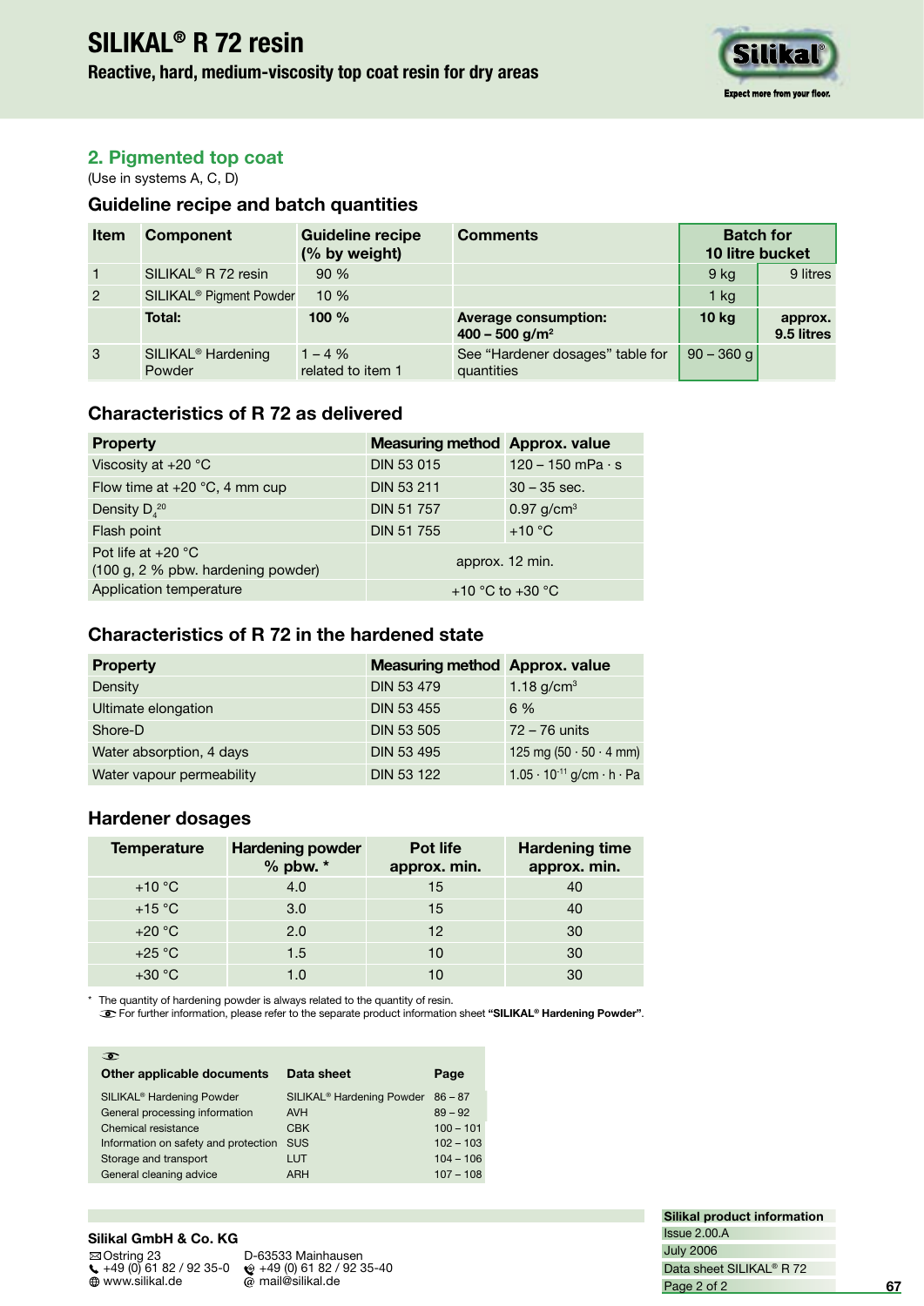# SILIKAL® R 72 resin

**Reactive, hard, medium-viscosity top coat resin for dry areas**

## 2. Pigmented top coat

(Use in systems A, C, D)

### Guideline recipe and batch quantities

| Item | Component | Guideline recipe (% by weight) | Comments | Batch for 10 litre bucket | |
|---|---|---|---|---|---|
| 1 | SILIKAL® R 72 resin | 90 % | | 9 kg | 9 litres |
| 2 | SILIKAL® Pigment Powder | 10 % | | 1 kg | |
| | **Total:** | **100 %** | **Average consumption: 400 – 500 g/m²** | **10 kg** | **approx. 9.5 litres** |
| 3 | SILIKAL® Hardening Powder | 1 – 4 % related to item 1 | See "Hardener dosages" table for quantities | 90 – 360 g | |

### Characteristics of R 72 as delivered

| Property | Measuring method | Approx. value |
|---|---|---|
| Viscosity at +20 °C | DIN 53 015 | 120 – 150 mPa · s |
| Flow time at +20 °C, 4 mm cup | DIN 53 211 | 30 – 35 sec. |
| Density $D_4^{20}$ | DIN 51 757 | 0.97 g/cm³ |
| Flash point | DIN 51 755 | +10 °C |
| Pot life at +20 °C (100 g, 2 % pbw. hardening powder) | approx. 12 min. | |
| Application temperature | +10 °C to +30 °C | |

### Characteristics of R 72 in the hardened state

| Property | Measuring method | Approx. value |
|---|---|---|
| Density | DIN 53 479 | 1.18 g/cm³ |
| Ultimate elongation | DIN 53 455 | 6 % |
| Shore-D | DIN 53 505 | 72 – 76 units |
| Water absorption, 4 days | DIN 53 495 | 125 mg (50 · 50 · 4 mm) |
| Water vapour permeability | DIN 53 122 | $1.05 \cdot 10^{-11}$ g/cm · h · Pa |

### Hardener dosages

| Temperature | Hardening powder % pbw. * | Pot life approx. min. | Hardening time approx. min. |
|---|---|---|---|
| +10 °C | 4.0 | 15 | 40 |
| +15 °C | 3.0 | 15 | 40 |
| +20 °C | 2.0 | 12 | 30 |
| +25 °C | 1.5 | 10 | 30 |
| +30 °C | 1.0 | 10 | 30 |

\* The quantity of hardening powder is always related to the quantity of resin.
For further information, please refer to the separate product information sheet **"SILIKAL® Hardening Powder"**.

| Other applicable documents | Data sheet | Page |
|---|---|---|
| SILIKAL® Hardening Powder | SILIKAL® Hardening Powder | 86 – 87 |
| General processing information | AVH | 89 – 92 |
| Chemical resistance | CBK | 100 – 101 |
| Information on safety and protection | SUS | 102 – 103 |
| Storage and transport | LUT | 104 – 106 |
| General cleaning advice | ARH | 107 – 108 |

**Silikal GmbH & Co. KG**
Ostring 23, D-63533 Mainhausen
+49 (0) 61 82 / 92 35-0
+49 (0) 61 82 / 92 35-40
www.silikal.de
mail@silikal.de

**Silikal product information**
Issue 2.00.A
July 2006
Data sheet SILIKAL® R 72